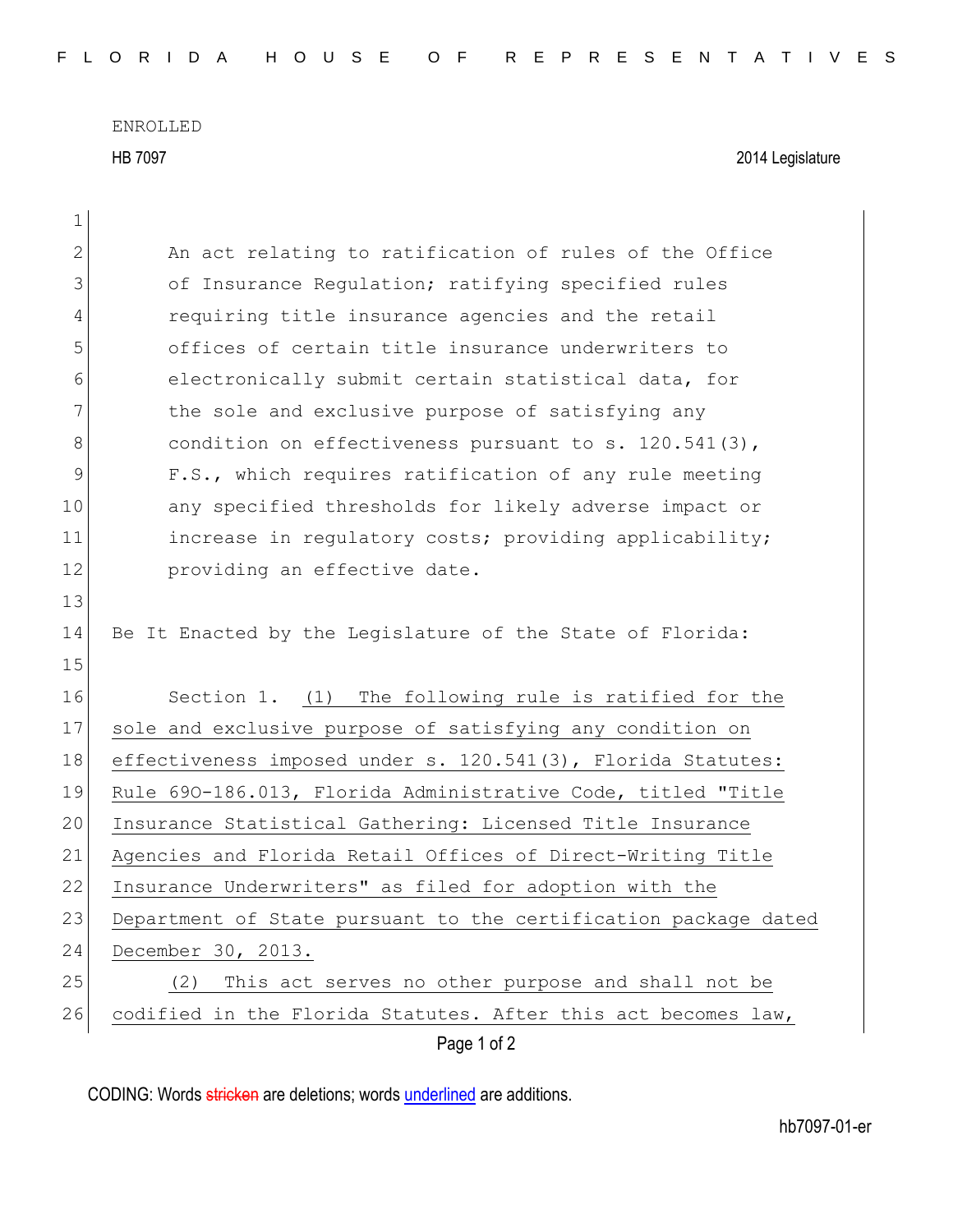ENROLLED

HB 7097 2014 Legislature

An act relating to ratification of rules of the Office of Insurance Regulation; ratifying specified rules requiring title insurance agencies and the retail offices of certain title insurance underwriters to electronically submit certain statistical data, for the sole and exclusive purpose of satisfying any condition on effectiveness pursuant to s. 120.541(3), F.S., which requires ratification of any rule meeting any specified thresholds for likely adverse impact or increase in regulatory costs; providing applicability; providing an effective date.

Be It Enacted by the Legislature of the State of Florida:

Section 1. (1) The following rule is ratified for the sole and exclusive purpose of satisfying any condition on effectiveness imposed under s. 120.541(3), Florida Statutes: Rule 69O-186.013, Florida Administrative Code, titled "Title Insurance Statistical Gathering: Licensed Title Insurance Agencies and Florida Retail Offices of Direct-Writing Title Insurance Underwriters" as filed for adoption with the Department of State pursuant to the certification package dated December 30, 2013.

(2) This act serves no other purpose and shall not be codified in the Florida Statutes. After this act becomes law,

CODING: Words stricken are deletions; words underlined are additions.

hb7097-01-er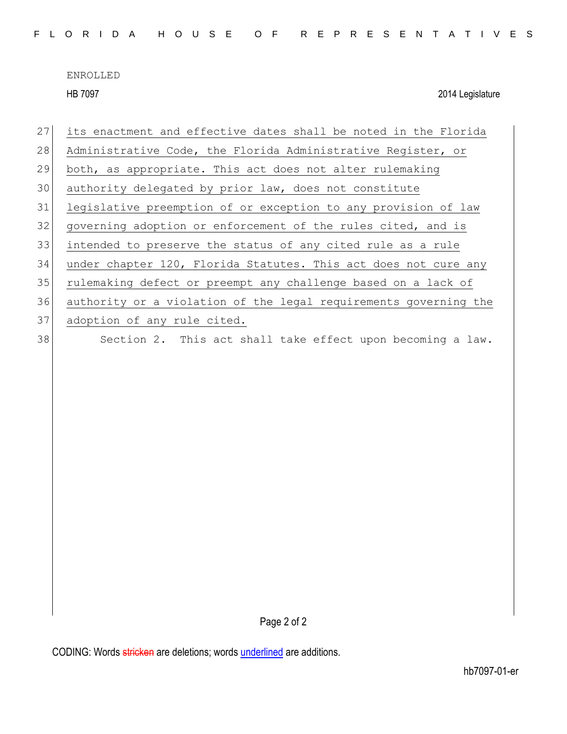ENROLLED

HB 7097 2014 Legislature

27 its enactment and effective dates shall be noted in the Florida
28 Administrative Code, the Florida Administrative Register, or
29 both, as appropriate. This act does not alter rulemaking
30 authority delegated by prior law, does not constitute
31 legislative preemption of or exception to any provision of law
32 governing adoption or enforcement of the rules cited, and is
33 intended to preserve the status of any cited rule as a rule
34 under chapter 120, Florida Statutes. This act does not cure any
35 rulemaking defect or preempt any challenge based on a lack of
36 authority or a violation of the legal requirements governing the
37 adoption of any rule cited.
38 Section 2. This act shall take effect upon becoming a law.

CODING: Words stricken are deletions; words underlined are additions.

hb7097-01-er